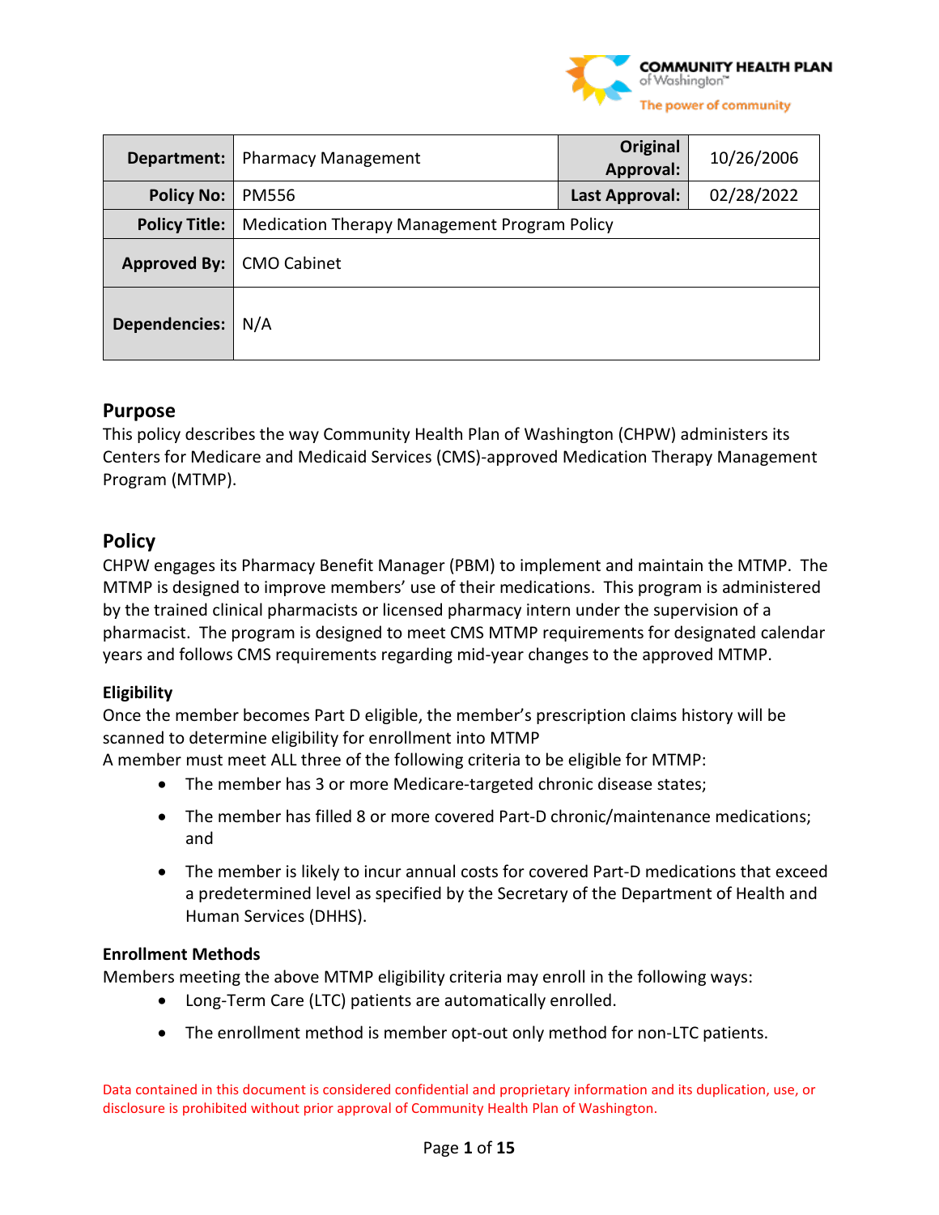| Department: | Pharmacy Management | Original Approval: | 10/26/2006 |
|---|---|---|---|
| Policy No: | PM556 | Last Approval: | 02/28/2022 |
| Policy Title: | Medication Therapy Management Program Policy | | |
| Approved By: | CMO Cabinet | | |
| Dependencies: | N/A | | |

## Purpose

This policy describes the way Community Health Plan of Washington (CHPW) administers its Centers for Medicare and Medicaid Services (CMS)-approved Medication Therapy Management Program (MTMP).

## Policy

CHPW engages its Pharmacy Benefit Manager (PBM) to implement and maintain the MTMP. The MTMP is designed to improve members' use of their medications. This program is administered by the trained clinical pharmacists or licensed pharmacy intern under the supervision of a pharmacist. The program is designed to meet CMS MTMP requirements for designated calendar years and follows CMS requirements regarding mid-year changes to the approved MTMP.

### Eligibility

Once the member becomes Part D eligible, the member's prescription claims history will be scanned to determine eligibility for enrollment into MTMP

A member must meet ALL three of the following criteria to be eligible for MTMP:

- The member has 3 or more Medicare-targeted chronic disease states;
- The member has filled 8 or more covered Part-D chronic/maintenance medications; and
- The member is likely to incur annual costs for covered Part-D medications that exceed a predetermined level as specified by the Secretary of the Department of Health and Human Services (DHHS).

### Enrollment Methods

Members meeting the above MTMP eligibility criteria may enroll in the following ways:

- Long-Term Care (LTC) patients are automatically enrolled.
- The enrollment method is member opt-out only method for non-LTC patients.

Data contained in this document is considered confidential and proprietary information and its duplication, use, or disclosure is prohibited without prior approval of Community Health Plan of Washington.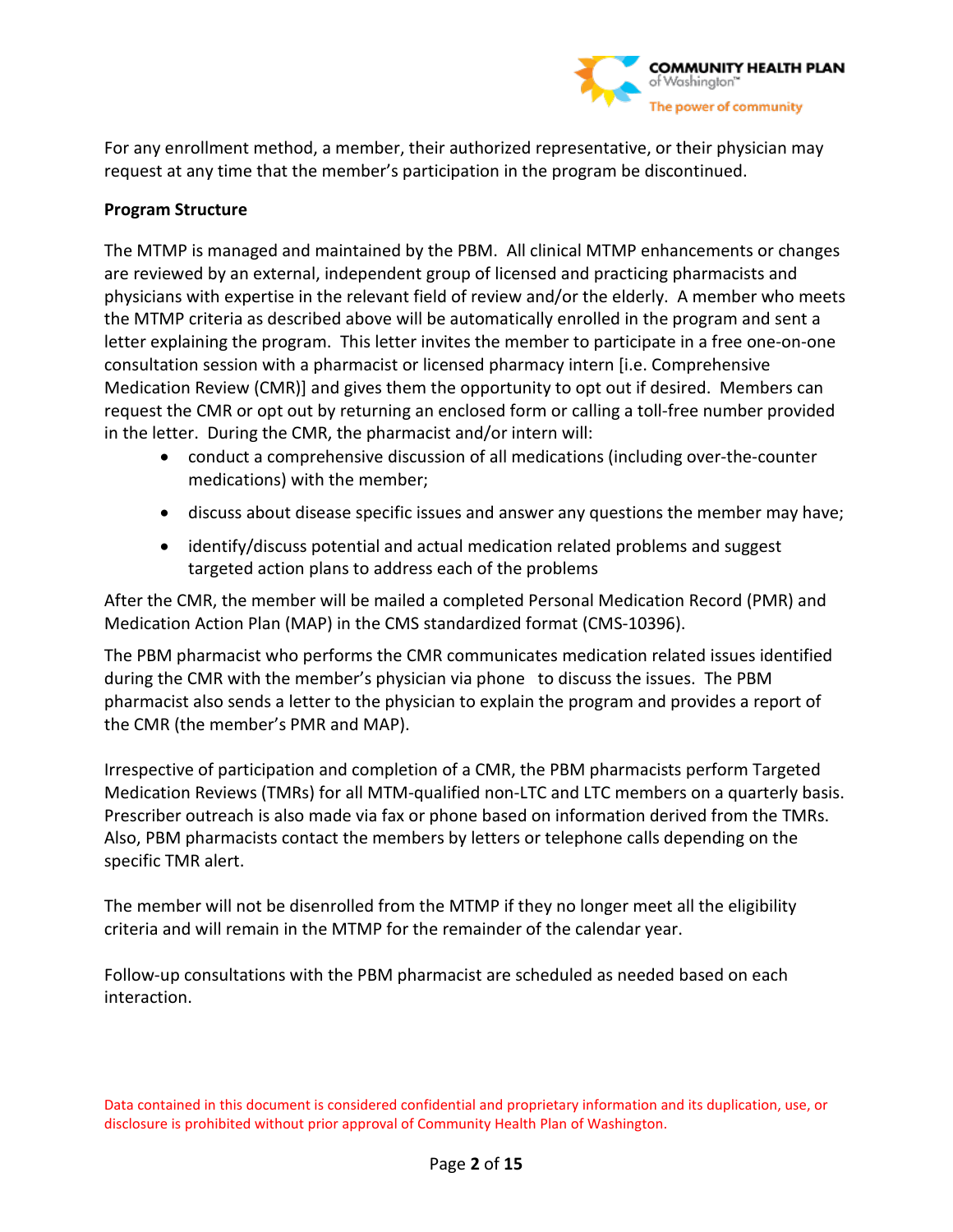For any enrollment method, a member, their authorized representative, or their physician may request at any time that the member's participation in the program be discontinued.

**Program Structure**

The MTMP is managed and maintained by the PBM. All clinical MTMP enhancements or changes are reviewed by an external, independent group of licensed and practicing pharmacists and physicians with expertise in the relevant field of review and/or the elderly. A member who meets the MTMP criteria as described above will be automatically enrolled in the program and sent a letter explaining the program. This letter invites the member to participate in a free one-on-one consultation session with a pharmacist or licensed pharmacy intern [i.e. Comprehensive Medication Review (CMR)] and gives them the opportunity to opt out if desired. Members can request the CMR or opt out by returning an enclosed form or calling a toll-free number provided in the letter. During the CMR, the pharmacist and/or intern will:

- conduct a comprehensive discussion of all medications (including over-the-counter medications) with the member;
- discuss about disease specific issues and answer any questions the member may have;
- identify/discuss potential and actual medication related problems and suggest targeted action plans to address each of the problems

After the CMR, the member will be mailed a completed Personal Medication Record (PMR) and Medication Action Plan (MAP) in the CMS standardized format (CMS-10396).

The PBM pharmacist who performs the CMR communicates medication related issues identified during the CMR with the member's physician via phone to discuss the issues. The PBM pharmacist also sends a letter to the physician to explain the program and provides a report of the CMR (the member's PMR and MAP).

Irrespective of participation and completion of a CMR, the PBM pharmacists perform Targeted Medication Reviews (TMRs) for all MTM-qualified non-LTC and LTC members on a quarterly basis. Prescriber outreach is also made via fax or phone based on information derived from the TMRs. Also, PBM pharmacists contact the members by letters or telephone calls depending on the specific TMR alert.

The member will not be disenrolled from the MTMP if they no longer meet all the eligibility criteria and will remain in the MTMP for the remainder of the calendar year.

Follow-up consultations with the PBM pharmacist are scheduled as needed based on each interaction.

Data contained in this document is considered confidential and proprietary information and its duplication, use, or disclosure is prohibited without prior approval of Community Health Plan of Washington.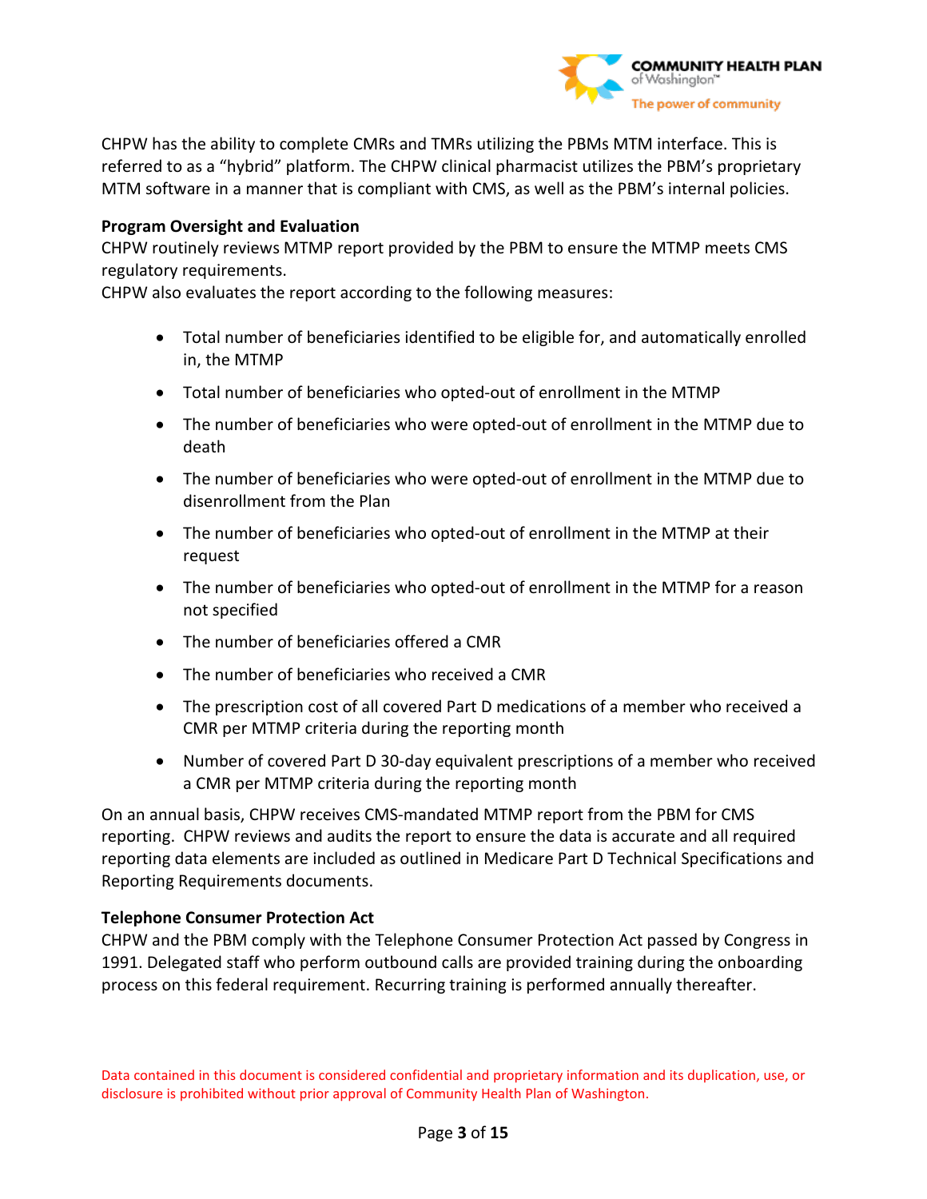CHPW has the ability to complete CMRs and TMRs utilizing the PBMs MTM interface. This is referred to as a “hybrid” platform. The CHPW clinical pharmacist utilizes the PBM’s proprietary MTM software in a manner that is compliant with CMS, as well as the PBM’s internal policies.

**Program Oversight and Evaluation**

CHPW routinely reviews MTMP report provided by the PBM to ensure the MTMP meets CMS regulatory requirements.

CHPW also evaluates the report according to the following measures:

- Total number of beneficiaries identified to be eligible for, and automatically enrolled in, the MTMP
- Total number of beneficiaries who opted-out of enrollment in the MTMP
- The number of beneficiaries who were opted-out of enrollment in the MTMP due to death
- The number of beneficiaries who were opted-out of enrollment in the MTMP due to disenrollment from the Plan
- The number of beneficiaries who opted-out of enrollment in the MTMP at their request
- The number of beneficiaries who opted-out of enrollment in the MTMP for a reason not specified
- The number of beneficiaries offered a CMR
- The number of beneficiaries who received a CMR
- The prescription cost of all covered Part D medications of a member who received a CMR per MTMP criteria during the reporting month
- Number of covered Part D 30-day equivalent prescriptions of a member who received a CMR per MTMP criteria during the reporting month

On an annual basis, CHPW receives CMS-mandated MTMP report from the PBM for CMS reporting. CHPW reviews and audits the report to ensure the data is accurate and all required reporting data elements are included as outlined in Medicare Part D Technical Specifications and Reporting Requirements documents.

**Telephone Consumer Protection Act**

CHPW and the PBM comply with the Telephone Consumer Protection Act passed by Congress in 1991. Delegated staff who perform outbound calls are provided training during the onboarding process on this federal requirement. Recurring training is performed annually thereafter.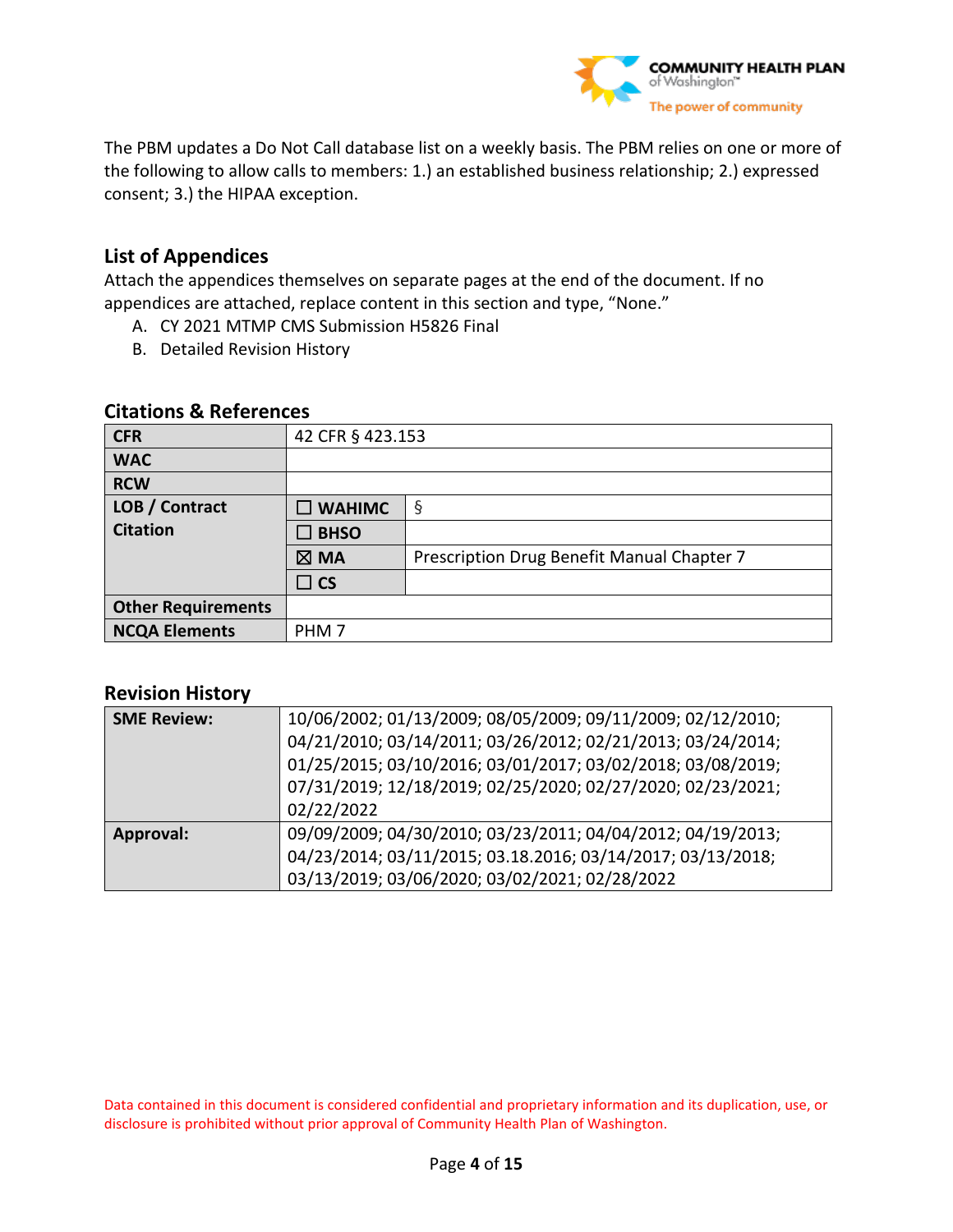The PBM updates a Do Not Call database list on a weekly basis. The PBM relies on one or more of the following to allow calls to members: 1.) an established business relationship; 2.) expressed consent; 3.) the HIPAA exception.

## List of Appendices

Attach the appendices themselves on separate pages at the end of the document. If no appendices are attached, replace content in this section and type, "None."

A. CY 2021 MTMP CMS Submission H5826 Final
B. Detailed Revision History

## Citations & References

| | | |
|---|---|---|
| **CFR** | 42 CFR § 423.153 | |
| **WAC** | | |
| **RCW** | | |
| **LOB / Contract Citation** | ☐ **WAHIMC** | § |
| | ☐ **BHSO** | |
| | ☒ **MA** | Prescription Drug Benefit Manual Chapter 7 |
| | ☐ **CS** | |
| **Other Requirements** | | |
| **NCQA Elements** | PHM 7 | |

## Revision History

| | |
|---|---|
| **SME Review:** | 10/06/2002; 01/13/2009; 08/05/2009; 09/11/2009; 02/12/2010; 04/21/2010; 03/14/2011; 03/26/2012; 02/21/2013; 03/24/2014; 01/25/2015; 03/10/2016; 03/01/2017; 03/02/2018; 03/08/2019; 07/31/2019; 12/18/2019; 02/25/2020; 02/27/2020; 02/23/2021; 02/22/2022 |
| **Approval:** | 09/09/2009; 04/30/2010; 03/23/2011; 04/04/2012; 04/19/2013; 04/23/2014; 03/11/2015; 03.18.2016; 03/14/2017; 03/13/2018; 03/13/2019; 03/06/2020; 03/02/2021; 02/28/2022 |

Data contained in this document is considered confidential and proprietary information and its duplication, use, or disclosure is prohibited without prior approval of Community Health Plan of Washington.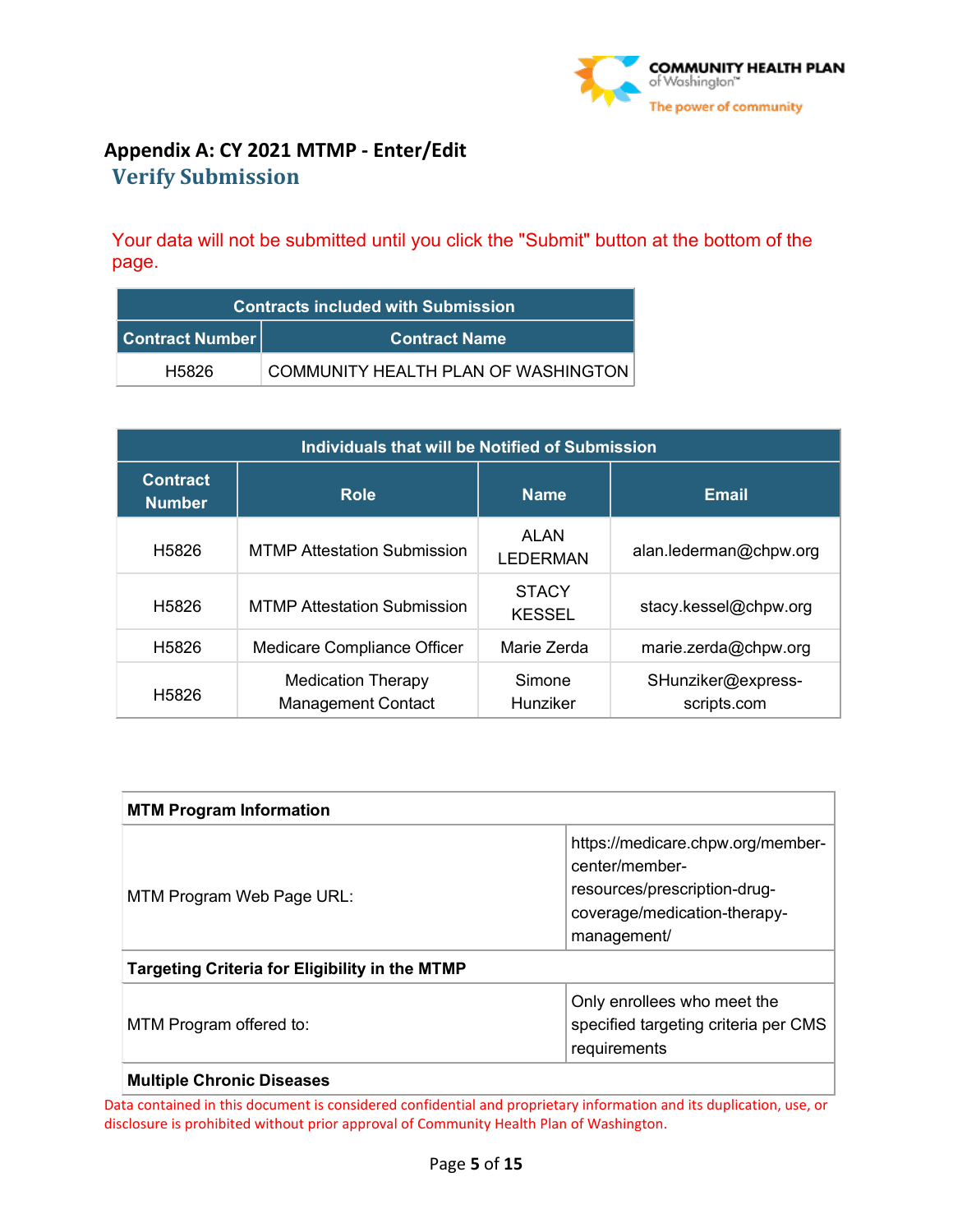## Appendix A: CY 2021 MTMP - Enter/Edit

### Verify Submission

Your data will not be submitted until you click the "Submit" button at the bottom of the page.

| Contracts included with Submission | |
|---|---|
| **Contract Number** | **Contract Name** |
| H5826 | COMMUNITY HEALTH PLAN OF WASHINGTON |

| Individuals that will be Notified of Submission | | | |
|---|---|---|---|
| **Contract Number** | **Role** | **Name** | **Email** |
| H5826 | MTMP Attestation Submission | ALAN LEDERMAN | alan.lederman@chpw.org |
| H5826 | MTMP Attestation Submission | STACY KESSEL | stacy.kessel@chpw.org |
| H5826 | Medicare Compliance Officer | Marie Zerda | marie.zerda@chpw.org |
| H5826 | Medication Therapy Management Contact | Simone Hunziker | SHunziker@express-scripts.com |

| MTM Program Information | |
|---|---|
| MTM Program Web Page URL: | https://medicare.chpw.org/member-center/member-resources/prescription-drug-coverage/medication-therapy-management/ |
| **Targeting Criteria for Eligibility in the MTMP** | |
| MTM Program offered to: | Only enrollees who meet the specified targeting criteria per CMS requirements |
| **Multiple Chronic Diseases** | |

Data contained in this document is considered confidential and proprietary information and its duplication, use, or disclosure is prohibited without prior approval of Community Health Plan of Washington.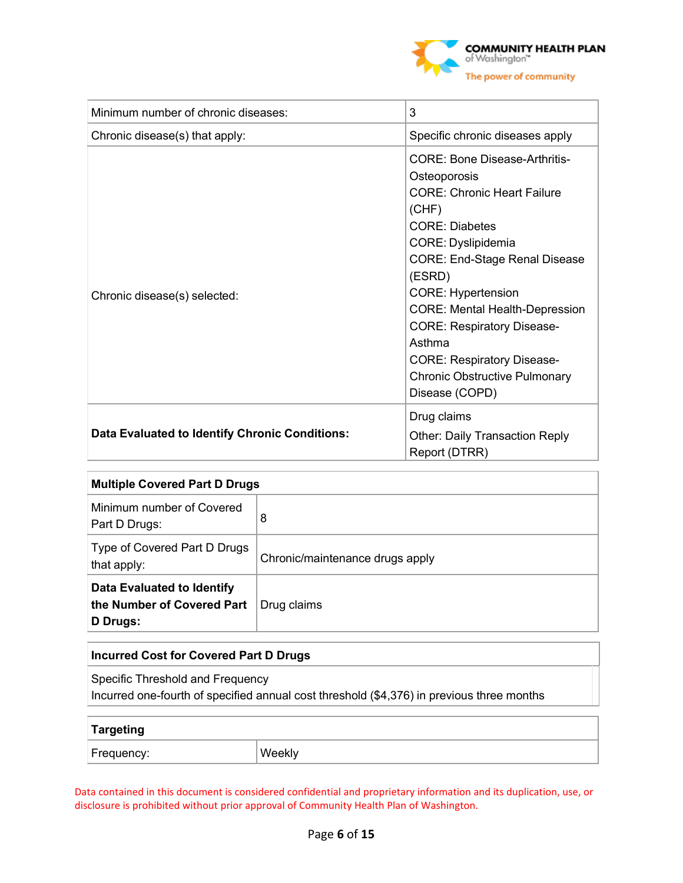| Minimum number of chronic diseases: | 3 |
|---|---|
| Chronic disease(s) that apply: | Specific chronic diseases apply |
| Chronic disease(s) selected: | CORE: Bone Disease-Arthritis-Osteoporosis<br>CORE: Chronic Heart Failure (CHF)<br>CORE: Diabetes<br>CORE: Dyslipidemia<br>CORE: End-Stage Renal Disease (ESRD)<br>CORE: Hypertension<br>CORE: Mental Health-Depression<br>CORE: Respiratory Disease-Asthma<br>CORE: Respiratory Disease-Chronic Obstructive Pulmonary Disease (COPD) |
| **Data Evaluated to Identify Chronic Conditions:** | Drug claims<br>Other: Daily Transaction Reply Report (DTRR) |

| **Multiple Covered Part D Drugs** | |
|---|---|
| Minimum number of Covered Part D Drugs: | 8 |
| Type of Covered Part D Drugs that apply: | Chronic/maintenance drugs apply |
| **Data Evaluated to Identify the Number of Covered Part D Drugs:** | Drug claims |

| **Incurred Cost for Covered Part D Drugs** |
|---|
| Specific Threshold and Frequency<br>Incurred one-fourth of specified annual cost threshold ($4,376) in previous three months |

| **Targeting** | |
|---|---|
| Frequency: | Weekly |

Data contained in this document is considered confidential and proprietary information and its duplication, use, or disclosure is prohibited without prior approval of Community Health Plan of Washington.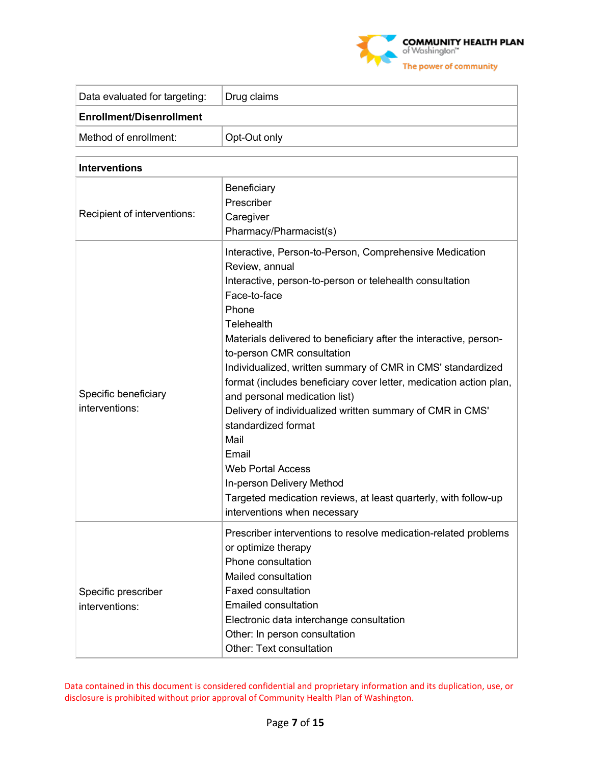| Data evaluated for targeting: | Drug claims |
|---|---|
| **Enrollment/Disenrollment** | |
| Method of enrollment: | Opt-Out only |

| **Interventions** | |
|---|---|
| Recipient of interventions: | Beneficiary<br>Prescriber<br>Caregiver<br>Pharmacy/Pharmacist(s) |
| Specific beneficiary interventions: | Interactive, Person-to-Person, Comprehensive Medication Review, annual<br>Interactive, person-to-person or telehealth consultation<br>Face-to-face<br>Phone<br>Telehealth<br>Materials delivered to beneficiary after the interactive, person-to-person CMR consultation<br>Individualized, written summary of CMR in CMS' standardized format (includes beneficiary cover letter, medication action plan, and personal medication list)<br>Delivery of individualized written summary of CMR in CMS' standardized format<br>Mail<br>Email<br>Web Portal Access<br>In-person Delivery Method<br>Targeted medication reviews, at least quarterly, with follow-up interventions when necessary |
| Specific prescriber interventions: | Prescriber interventions to resolve medication-related problems or optimize therapy<br>Phone consultation<br>Mailed consultation<br>Faxed consultation<br>Emailed consultation<br>Electronic data interchange consultation<br>Other: In person consultation<br>Other: Text consultation |

Data contained in this document is considered confidential and proprietary information and its duplication, use, or disclosure is prohibited without prior approval of Community Health Plan of Washington.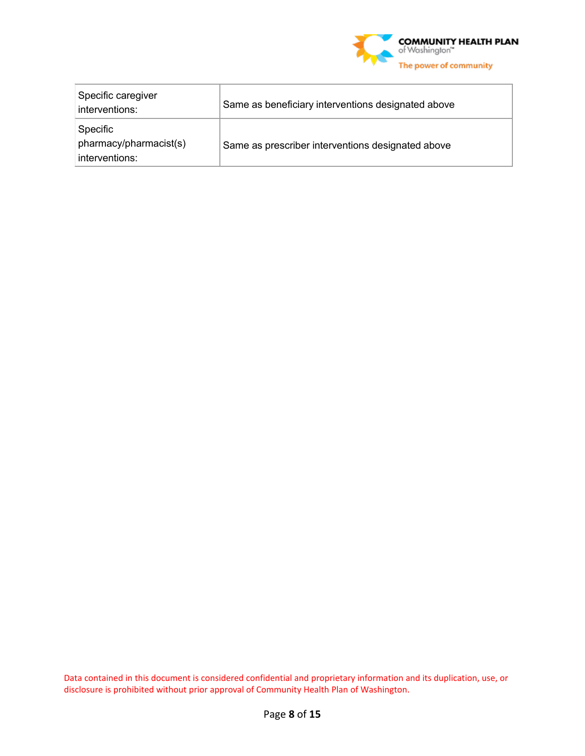| Specific caregiver interventions: | Same as beneficiary interventions designated above |
| --- | --- |
| Specific pharmacy/pharmacist(s) interventions: | Same as prescriber interventions designated above |

Data contained in this document is considered confidential and proprietary information and its duplication, use, or disclosure is prohibited without prior approval of Community Health Plan of Washington.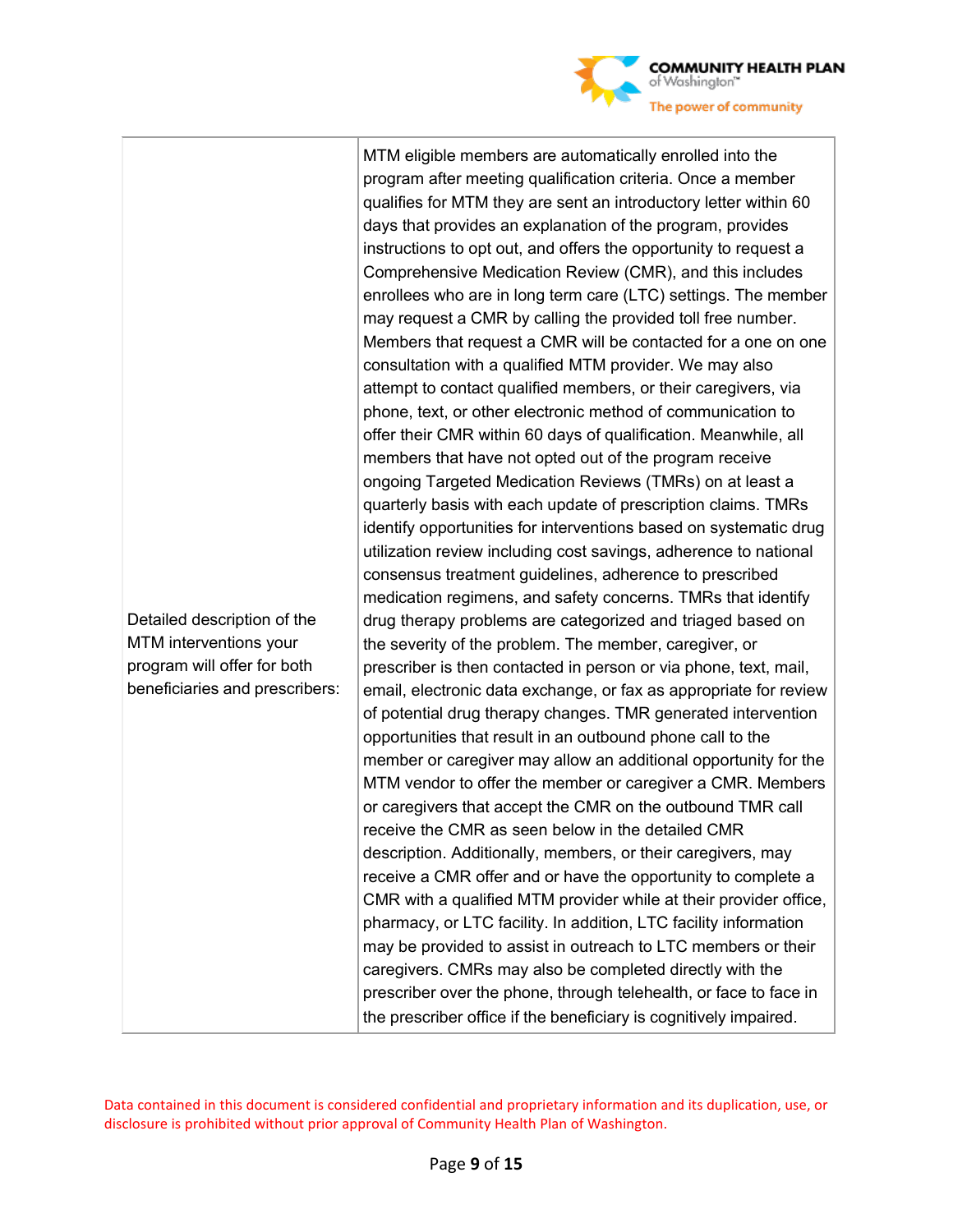| | |
|---|---|
| Detailed description of the MTM interventions your program will offer for both beneficiaries and prescribers: | MTM eligible members are automatically enrolled into the program after meeting qualification criteria. Once a member qualifies for MTM they are sent an introductory letter within 60 days that provides an explanation of the program, provides instructions to opt out, and offers the opportunity to request a Comprehensive Medication Review (CMR), and this includes enrollees who are in long term care (LTC) settings. The member may request a CMR by calling the provided toll free number. Members that request a CMR will be contacted for a one on one consultation with a qualified MTM provider. We may also attempt to contact qualified members, or their caregivers, via phone, text, or other electronic method of communication to offer their CMR within 60 days of qualification. Meanwhile, all members that have not opted out of the program receive ongoing Targeted Medication Reviews (TMRs) on at least a quarterly basis with each update of prescription claims. TMRs identify opportunities for interventions based on systematic drug utilization review including cost savings, adherence to national consensus treatment guidelines, adherence to prescribed medication regimens, and safety concerns. TMRs that identify drug therapy problems are categorized and triaged based on the severity of the problem. The member, caregiver, or prescriber is then contacted in person or via phone, text, mail, email, electronic data exchange, or fax as appropriate for review of potential drug therapy changes. TMR generated intervention opportunities that result in an outbound phone call to the member or caregiver may allow an additional opportunity for the MTM vendor to offer the member or caregiver a CMR. Members or caregivers that accept the CMR on the outbound TMR call receive the CMR as seen below in the detailed CMR description. Additionally, members, or their caregivers, may receive a CMR offer and or have the opportunity to complete a CMR with a qualified MTM provider while at their provider office, pharmacy, or LTC facility. In addition, LTC facility information may be provided to assist in outreach to LTC members or their caregivers. CMRs may also be completed directly with the prescriber over the phone, through telehealth, or face to face in the prescriber office if the beneficiary is cognitively impaired. |

Data contained in this document is considered confidential and proprietary information and its duplication, use, or disclosure is prohibited without prior approval of Community Health Plan of Washington.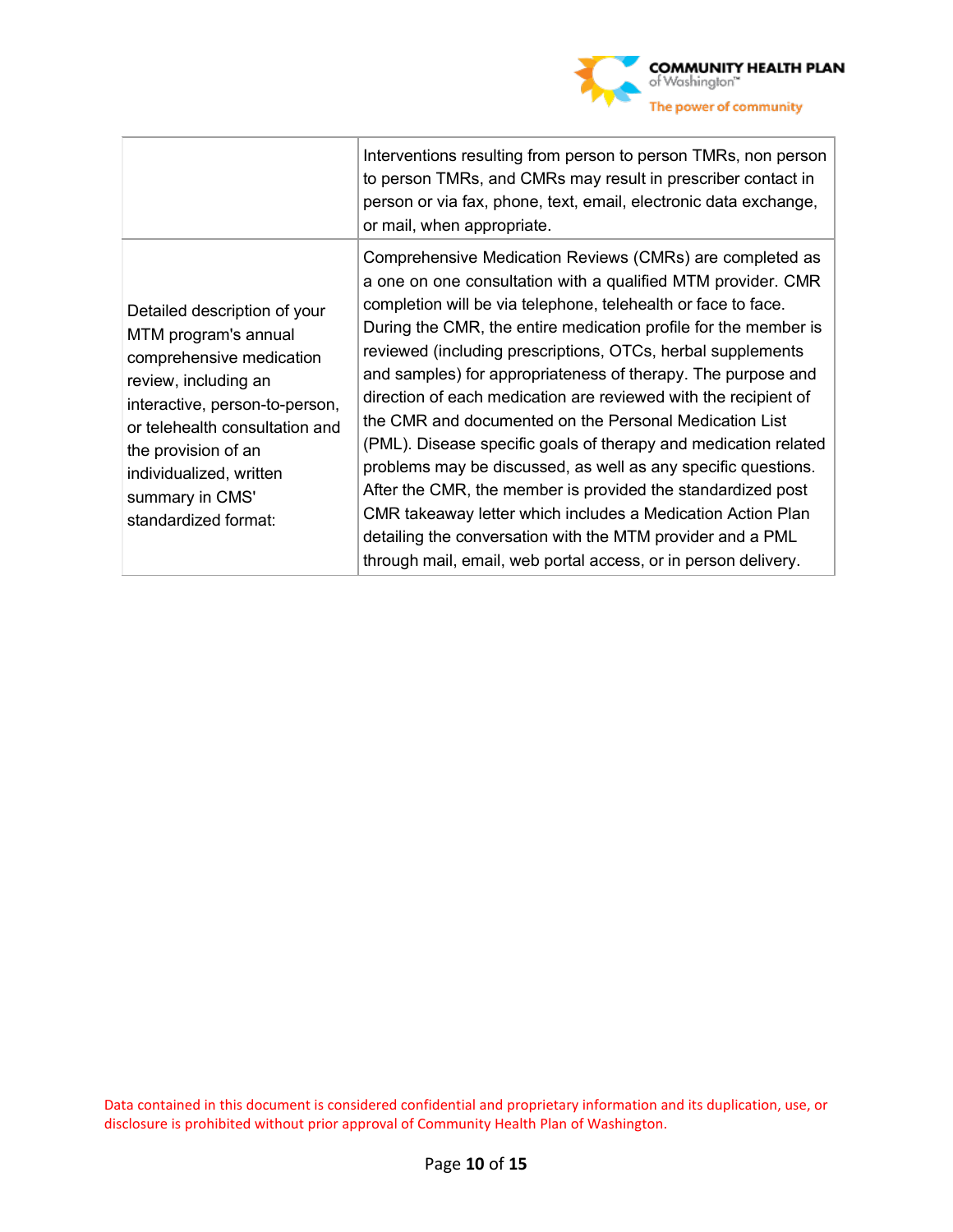| | |
|---|---|
| | Interventions resulting from person to person TMRs, non person to person TMRs, and CMRs may result in prescriber contact in person or via fax, phone, text, email, electronic data exchange, or mail, when appropriate. |
| Detailed description of your MTM program's annual comprehensive medication review, including an interactive, person-to-person, or telehealth consultation and the provision of an individualized, written summary in CMS' standardized format: | Comprehensive Medication Reviews (CMRs) are completed as a one on one consultation with a qualified MTM provider. CMR completion will be via telephone, telehealth or face to face. During the CMR, the entire medication profile for the member is reviewed (including prescriptions, OTCs, herbal supplements and samples) for appropriateness of therapy. The purpose and direction of each medication are reviewed with the recipient of the CMR and documented on the Personal Medication List (PML). Disease specific goals of therapy and medication related problems may be discussed, as well as any specific questions. After the CMR, the member is provided the standardized post CMR takeaway letter which includes a Medication Action Plan detailing the conversation with the MTM provider and a PML through mail, email, web portal access, or in person delivery. |

Data contained in this document is considered confidential and proprietary information and its duplication, use, or disclosure is prohibited without prior approval of Community Health Plan of Washington.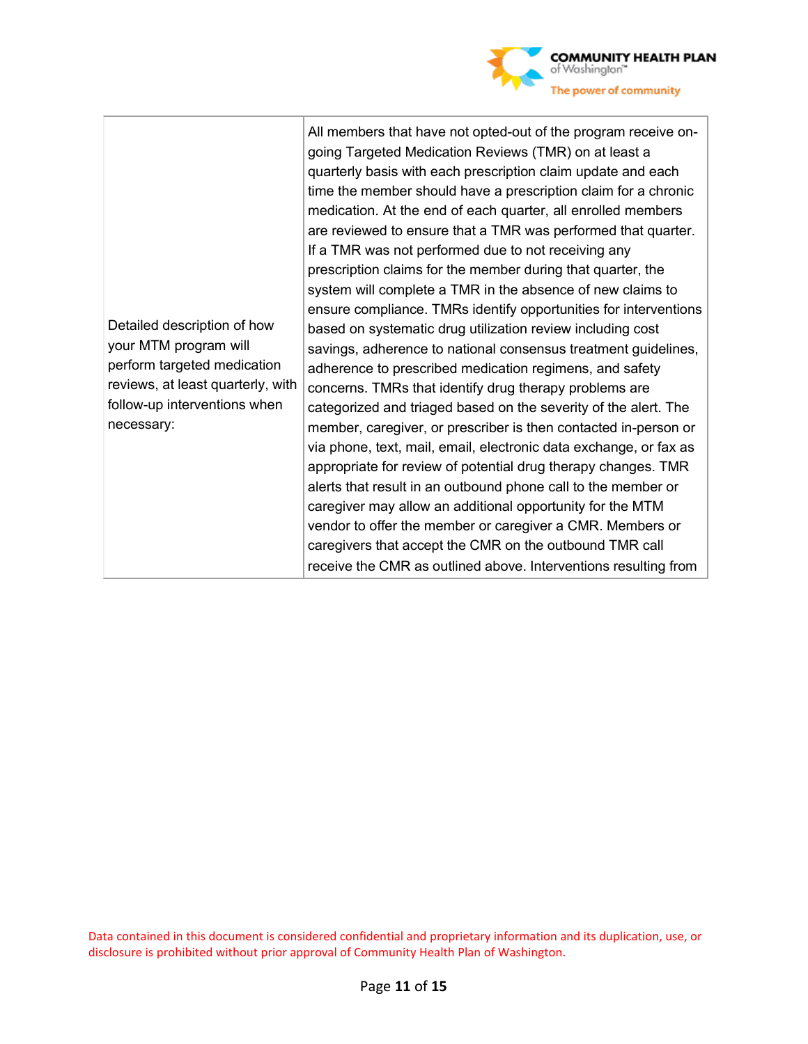| | |
|---|---|
| Detailed description of how your MTM program will perform targeted medication reviews, at least quarterly, with follow-up interventions when necessary: | All members that have not opted-out of the program receive on-going Targeted Medication Reviews (TMR) on at least a quarterly basis with each prescription claim update and each time the member should have a prescription claim for a chronic medication. At the end of each quarter, all enrolled members are reviewed to ensure that a TMR was performed that quarter. If a TMR was not performed due to not receiving any prescription claims for the member during that quarter, the system will complete a TMR in the absence of new claims to ensure compliance. TMRs identify opportunities for interventions based on systematic drug utilization review including cost savings, adherence to national consensus treatment guidelines, adherence to prescribed medication regimens, and safety concerns. TMRs that identify drug therapy problems are categorized and triaged based on the severity of the alert. The member, caregiver, or prescriber is then contacted in-person or via phone, text, mail, email, electronic data exchange, or fax as appropriate for review of potential drug therapy changes. TMR alerts that result in an outbound phone call to the member or caregiver may allow an additional opportunity for the MTM vendor to offer the member or caregiver a CMR. Members or caregivers that accept the CMR on the outbound TMR call receive the CMR as outlined above. Interventions resulting from |

Data contained in this document is considered confidential and proprietary information and its duplication, use, or disclosure is prohibited without prior approval of Community Health Plan of Washington.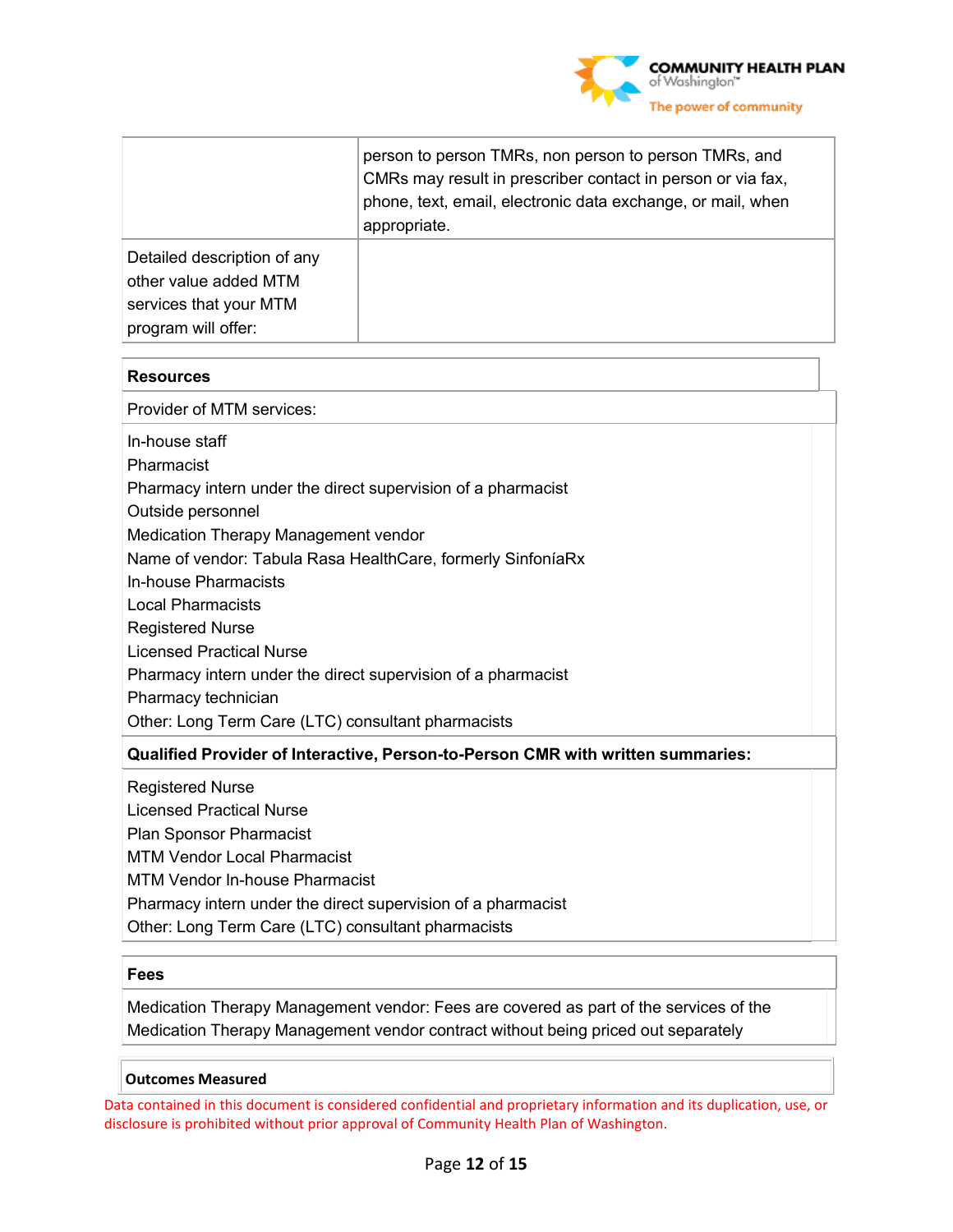|  |  |
|---|---|
|  | person to person TMRs, non person to person TMRs, and CMRs may result in prescriber contact in person or via fax, phone, text, email, electronic data exchange, or mail, when appropriate. |
| Detailed description of any other value added MTM services that your MTM program will offer: |  |

| **Resources** |
|---|
| Provider of MTM services: |
| In-house staff<br>Pharmacist<br>Pharmacy intern under the direct supervision of a pharmacist<br>Outside personnel<br>Medication Therapy Management vendor<br>Name of vendor: Tabula Rasa HealthCare, formerly SinfoníaRx<br>In-house Pharmacists<br>Local Pharmacists<br>Registered Nurse<br>Licensed Practical Nurse<br>Pharmacy intern under the direct supervision of a pharmacist<br>Pharmacy technician<br>Other: Long Term Care (LTC) consultant pharmacists |
| **Qualified Provider of Interactive, Person-to-Person CMR with written summaries:** |
| Registered Nurse<br>Licensed Practical Nurse<br>Plan Sponsor Pharmacist<br>MTM Vendor Local Pharmacist<br>MTM Vendor In-house Pharmacist<br>Pharmacy intern under the direct supervision of a pharmacist<br>Other: Long Term Care (LTC) consultant pharmacists |

| **Fees** |
|---|
| Medication Therapy Management vendor: Fees are covered as part of the services of the Medication Therapy Management vendor contract without being priced out separately |

| **Outcomes Measured** |
|---|

Data contained in this document is considered confidential and proprietary information and its duplication, use, or disclosure is prohibited without prior approval of Community Health Plan of Washington.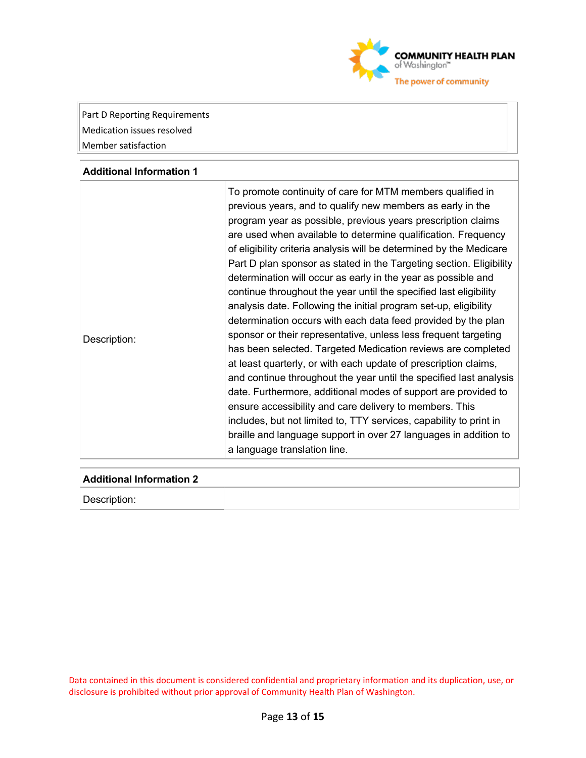Part D Reporting Requirements
Medication issues resolved
Member satisfaction

| Additional Information 1 | |
|---|---|
| Description: | To promote continuity of care for MTM members qualified in previous years, and to qualify new members as early in the program year as possible, previous years prescription claims are used when available to determine qualification. Frequency of eligibility criteria analysis will be determined by the Medicare Part D plan sponsor as stated in the Targeting section. Eligibility determination will occur as early in the year as possible and continue throughout the year until the specified last eligibility analysis date. Following the initial program set-up, eligibility determination occurs with each data feed provided by the plan sponsor or their representative, unless less frequent targeting has been selected. Targeted Medication reviews are completed at least quarterly, or with each update of prescription claims, and continue throughout the year until the specified last analysis date. Furthermore, additional modes of support are provided to ensure accessibility and care delivery to members. This includes, but not limited to, TTY services, capability to print in braille and language support in over 27 languages in addition to a language translation line. |

| Additional Information 2 | |
|---|---|
| Description: | |

Data contained in this document is considered confidential and proprietary information and its duplication, use, or disclosure is prohibited without prior approval of Community Health Plan of Washington.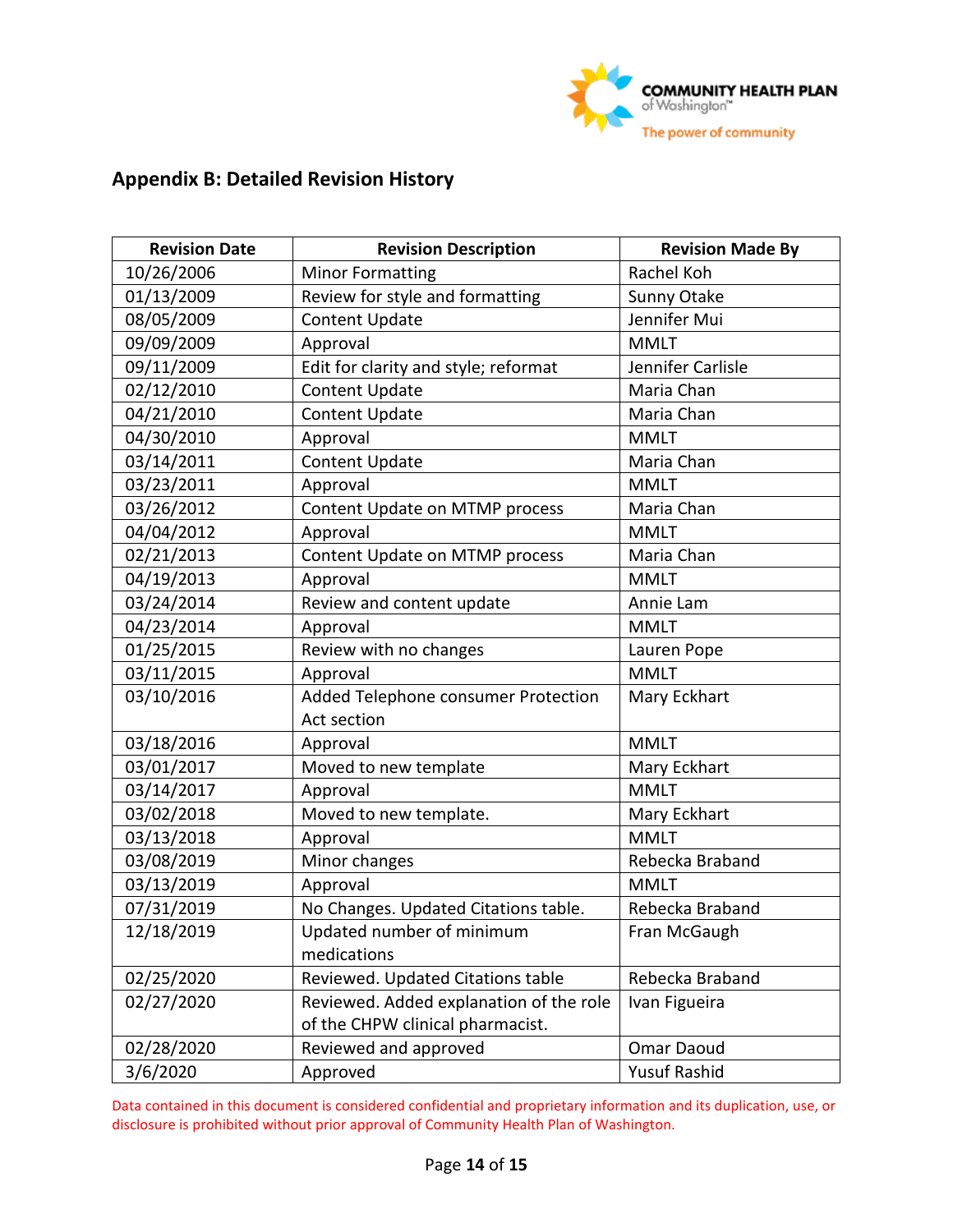## Appendix B: Detailed Revision History

| Revision Date | Revision Description | Revision Made By |
|---|---|---|
| 10/26/2006 | Minor Formatting | Rachel Koh |
| 01/13/2009 | Review for style and formatting | Sunny Otake |
| 08/05/2009 | Content Update | Jennifer Mui |
| 09/09/2009 | Approval | MMLT |
| 09/11/2009 | Edit for clarity and style; reformat | Jennifer Carlisle |
| 02/12/2010 | Content Update | Maria Chan |
| 04/21/2010 | Content Update | Maria Chan |
| 04/30/2010 | Approval | MMLT |
| 03/14/2011 | Content Update | Maria Chan |
| 03/23/2011 | Approval | MMLT |
| 03/26/2012 | Content Update on MTMP process | Maria Chan |
| 04/04/2012 | Approval | MMLT |
| 02/21/2013 | Content Update on MTMP process | Maria Chan |
| 04/19/2013 | Approval | MMLT |
| 03/24/2014 | Review and content update | Annie Lam |
| 04/23/2014 | Approval | MMLT |
| 01/25/2015 | Review with no changes | Lauren Pope |
| 03/11/2015 | Approval | MMLT |
| 03/10/2016 | Added Telephone consumer Protection Act section | Mary Eckhart |
| 03/18/2016 | Approval | MMLT |
| 03/01/2017 | Moved to new template | Mary Eckhart |
| 03/14/2017 | Approval | MMLT |
| 03/02/2018 | Moved to new template. | Mary Eckhart |
| 03/13/2018 | Approval | MMLT |
| 03/08/2019 | Minor changes | Rebecka Braband |
| 03/13/2019 | Approval | MMLT |
| 07/31/2019 | No Changes. Updated Citations table. | Rebecka Braband |
| 12/18/2019 | Updated number of minimum medications | Fran McGaugh |
| 02/25/2020 | Reviewed. Updated Citations table | Rebecka Braband |
| 02/27/2020 | Reviewed. Added explanation of the role of the CHPW clinical pharmacist. | Ivan Figueira |
| 02/28/2020 | Reviewed and approved | Omar Daoud |
| 3/6/2020 | Approved | Yusuf Rashid |

Data contained in this document is considered confidential and proprietary information and its duplication, use, or disclosure is prohibited without prior approval of Community Health Plan of Washington.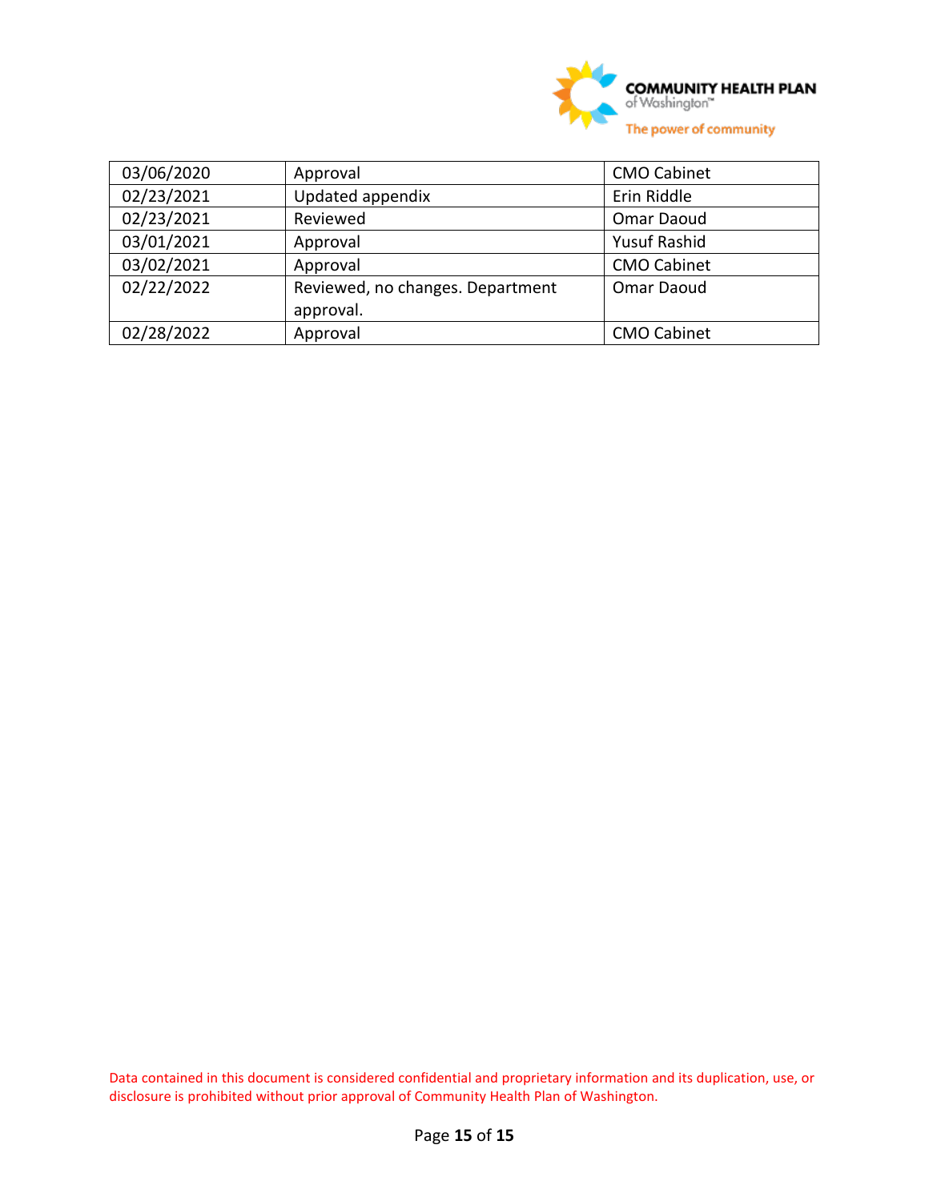| | | |
|---|---|---|
| 03/06/2020 | Approval | CMO Cabinet |
| 02/23/2021 | Updated appendix | Erin Riddle |
| 02/23/2021 | Reviewed | Omar Daoud |
| 03/01/2021 | Approval | Yusuf Rashid |
| 03/02/2021 | Approval | CMO Cabinet |
| 02/22/2022 | Reviewed, no changes. Department approval. | Omar Daoud |
| 02/28/2022 | Approval | CMO Cabinet |

Data contained in this document is considered confidential and proprietary information and its duplication, use, or disclosure is prohibited without prior approval of Community Health Plan of Washington.